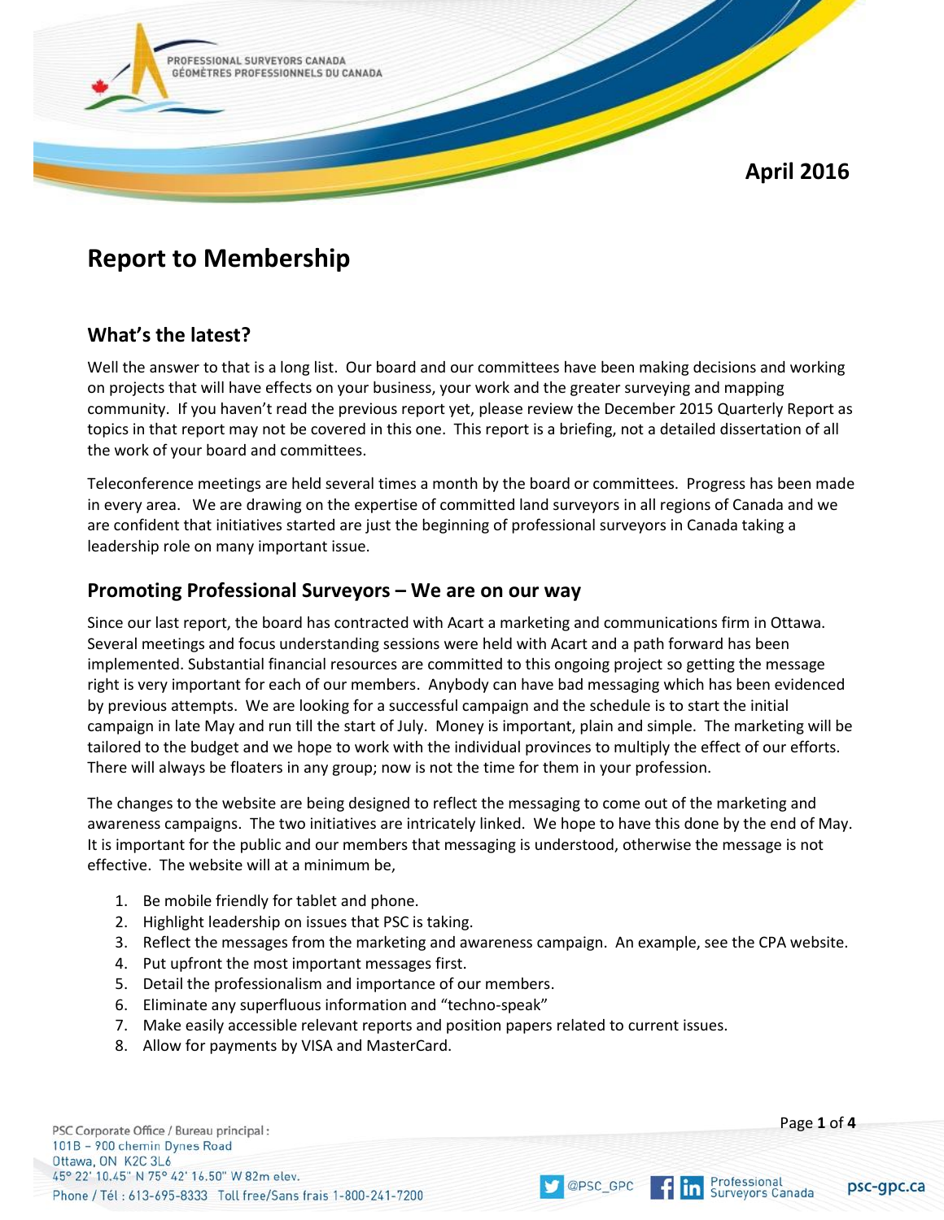April 2016

# Report to Membership

## What's the latest?

Well the answer to that is a long list. Our board and our committees have been making decisions and working on projects that will have effects on your business, your work and the greater surveying and mapping community. If you haven't read the previous report yet, please review the December 2015 Quarterly Report as topics in that report may not be covered in this one. This report is a briefing, not a detailed dissertation of all the work of your board and committees.

Teleconference meetings are held several times a month by the board or committees. Progress has been made in every area. We are drawing on the expertise of committed land surveyors in all regions of Canada and we are confident that initiatives started are just the beginning of professional surveyors in Canada taking a leadership role on many important issue.

## Promoting Professional Surveyors – We are on our way

Since our last report, the board has contracted with Acart a marketing and communications firm in Ottawa. Several meetings and focus understanding sessions were held with Acart and a path forward has been implemented. Substantial financial resources are committed to this ongoing project so getting the message right is very important for each of our members. Anybody can have bad messaging which has been evidenced by previous attempts. We are looking for a successful campaign and the schedule is to start the initial campaign in late May and run till the start of July. Money is important, plain and simple. The marketing will be tailored to the budget and we hope to work with the individual provinces to multiply the effect of our efforts. There will always be floaters in any group; now is not the time for them in your profession.

The changes to the website are being designed to reflect the messaging to come out of the marketing and awareness campaigns. The two initiatives are intricately linked. We hope to have this done by the end of May. It is important for the public and our members that messaging is understood, otherwise the message is not effective. The website will at a minimum be,

1. Be mobile friendly for tablet and phone.
2. Highlight leadership on issues that PSC is taking.
3. Reflect the messages from the marketing and awareness campaign. An example, see the CPA website.
4. Put upfront the most important messages first.
5. Detail the professionalism and importance of our members.
6. Eliminate any superfluous information and "techno-speak"
7. Make easily accessible relevant reports and position papers related to current issues.
8. Allow for payments by VISA and MasterCard.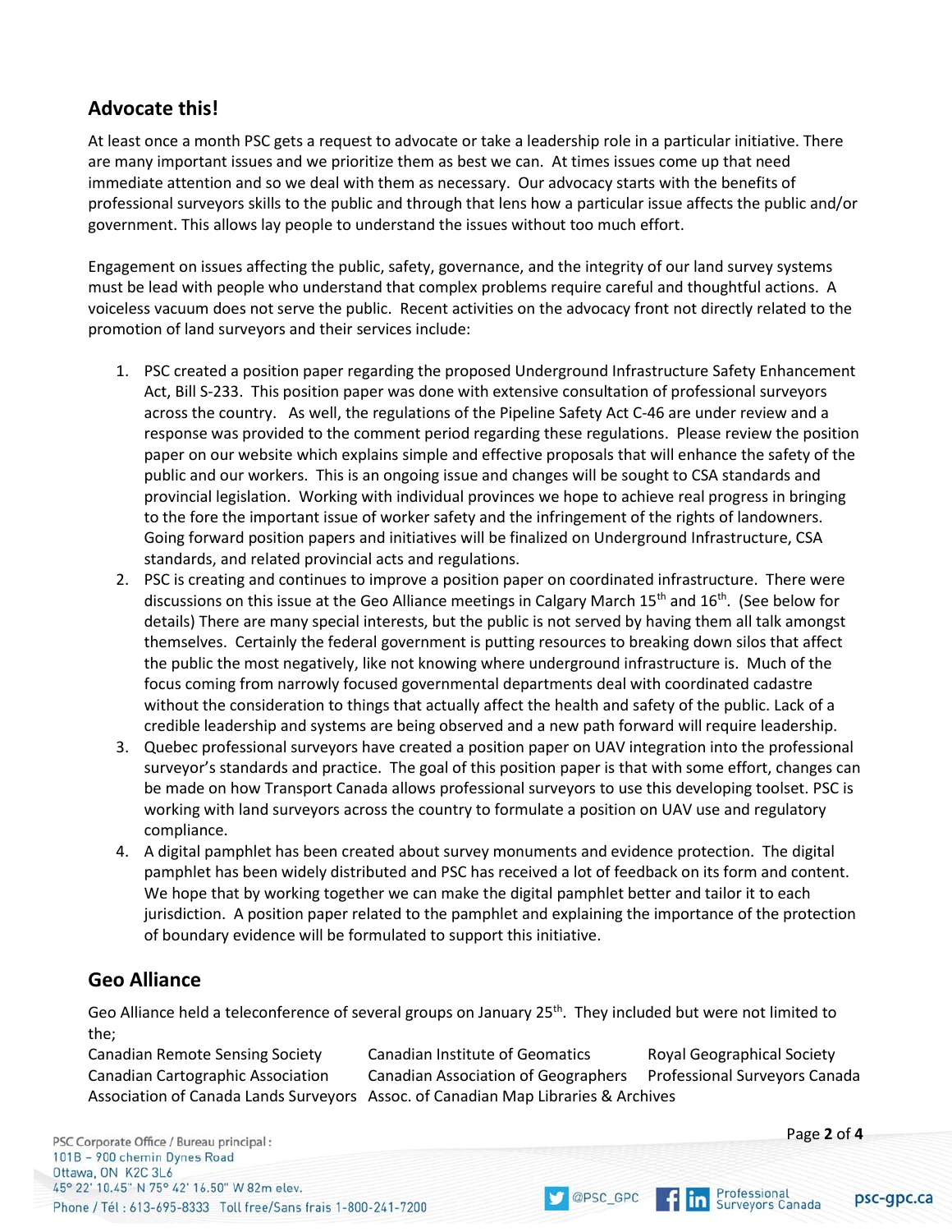## Advocate this!

At least once a month PSC gets a request to advocate or take a leadership role in a particular initiative. There are many important issues and we prioritize them as best we can. At times issues come up that need immediate attention and so we deal with them as necessary. Our advocacy starts with the benefits of professional surveyors skills to the public and through that lens how a particular issue affects the public and/or government. This allows lay people to understand the issues without too much effort.

Engagement on issues affecting the public, safety, governance, and the integrity of our land survey systems must be lead with people who understand that complex problems require careful and thoughtful actions. A voiceless vacuum does not serve the public. Recent activities on the advocacy front not directly related to the promotion of land surveyors and their services include:

1. PSC created a position paper regarding the proposed Underground Infrastructure Safety Enhancement Act, Bill S-233. This position paper was done with extensive consultation of professional surveyors across the country. As well, the regulations of the Pipeline Safety Act C-46 are under review and a response was provided to the comment period regarding these regulations. Please review the position paper on our website which explains simple and effective proposals that will enhance the safety of the public and our workers. This is an ongoing issue and changes will be sought to CSA standards and provincial legislation. Working with individual provinces we hope to achieve real progress in bringing to the fore the important issue of worker safety and the infringement of the rights of landowners. Going forward position papers and initiatives will be finalized on Underground Infrastructure, CSA standards, and related provincial acts and regulations.
2. PSC is creating and continues to improve a position paper on coordinated infrastructure. There were discussions on this issue at the Geo Alliance meetings in Calgary March 15th and 16th. (See below for details) There are many special interests, but the public is not served by having them all talk amongst themselves. Certainly the federal government is putting resources to breaking down silos that affect the public the most negatively, like not knowing where underground infrastructure is. Much of the focus coming from narrowly focused governmental departments deal with coordinated cadastre without the consideration to things that actually affect the health and safety of the public. Lack of a credible leadership and systems are being observed and a new path forward will require leadership.
3. Quebec professional surveyors have created a position paper on UAV integration into the professional surveyor's standards and practice. The goal of this position paper is that with some effort, changes can be made on how Transport Canada allows professional surveyors to use this developing toolset. PSC is working with land surveyors across the country to formulate a position on UAV use and regulatory compliance.
4. A digital pamphlet has been created about survey monuments and evidence protection. The digital pamphlet has been widely distributed and PSC has received a lot of feedback on its form and content. We hope that by working together we can make the digital pamphlet better and tailor it to each jurisdiction. A position paper related to the pamphlet and explaining the importance of the protection of boundary evidence will be formulated to support this initiative.

## Geo Alliance

Geo Alliance held a teleconference of several groups on January 25th. They included but were not limited to the;

- Canadian Remote Sensing Society
- Canadian Institute of Geomatics
- Royal Geographical Society
- Canadian Cartographic Association
- Canadian Association of Geographers
- Professional Surveyors Canada
- Association of Canada Lands Surveyors
- Assoc. of Canadian Map Libraries & Archives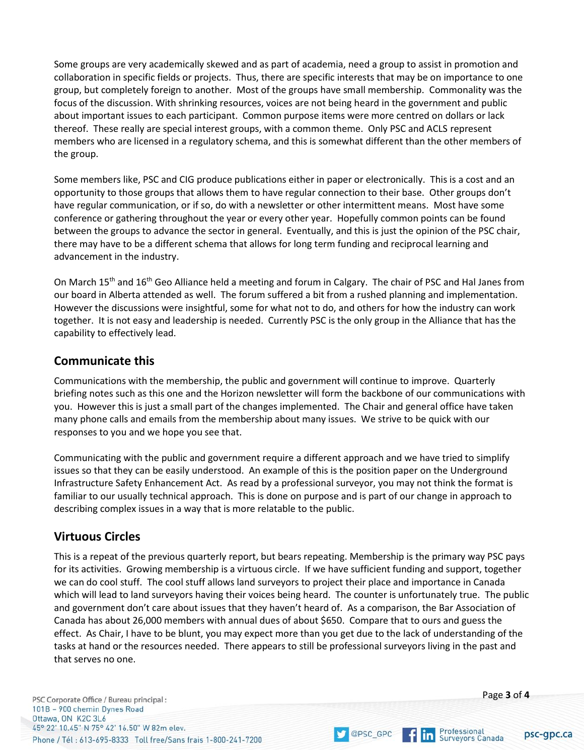Some groups are very academically skewed and as part of academia, need a group to assist in promotion and collaboration in specific fields or projects. Thus, there are specific interests that may be on importance to one group, but completely foreign to another. Most of the groups have small membership. Commonality was the focus of the discussion. With shrinking resources, voices are not being heard in the government and public about important issues to each participant. Common purpose items were more centred on dollars or lack thereof. These really are special interest groups, with a common theme. Only PSC and ACLS represent members who are licensed in a regulatory schema, and this is somewhat different than the other members of the group.

Some members like, PSC and CIG produce publications either in paper or electronically. This is a cost and an opportunity to those groups that allows them to have regular connection to their base. Other groups don't have regular communication, or if so, do with a newsletter or other intermittent means. Most have some conference or gathering throughout the year or every other year. Hopefully common points can be found between the groups to advance the sector in general. Eventually, and this is just the opinion of the PSC chair, there may have to be a different schema that allows for long term funding and reciprocal learning and advancement in the industry.

On March 15th and 16th Geo Alliance held a meeting and forum in Calgary. The chair of PSC and Hal Janes from our board in Alberta attended as well. The forum suffered a bit from a rushed planning and implementation. However the discussions were insightful, some for what not to do, and others for how the industry can work together. It is not easy and leadership is needed. Currently PSC is the only group in the Alliance that has the capability to effectively lead.

## Communicate this

Communications with the membership, the public and government will continue to improve. Quarterly briefing notes such as this one and the Horizon newsletter will form the backbone of our communications with you. However this is just a small part of the changes implemented. The Chair and general office have taken many phone calls and emails from the membership about many issues. We strive to be quick with our responses to you and we hope you see that.

Communicating with the public and government require a different approach and we have tried to simplify issues so that they can be easily understood. An example of this is the position paper on the Underground Infrastructure Safety Enhancement Act. As read by a professional surveyor, you may not think the format is familiar to our usually technical approach. This is done on purpose and is part of our change in approach to describing complex issues in a way that is more relatable to the public.

## Virtuous Circles

This is a repeat of the previous quarterly report, but bears repeating. Membership is the primary way PSC pays for its activities. Growing membership is a virtuous circle. If we have sufficient funding and support, together we can do cool stuff. The cool stuff allows land surveyors to project their place and importance in Canada which will lead to land surveyors having their voices being heard. The counter is unfortunately true. The public and government don't care about issues that they haven't heard of. As a comparison, the Bar Association of Canada has about 26,000 members with annual dues of about $650. Compare that to ours and guess the effect. As Chair, I have to be blunt, you may expect more than you get due to the lack of understanding of the tasks at hand or the resources needed. There appears to still be professional surveyors living in the past and that serves no one.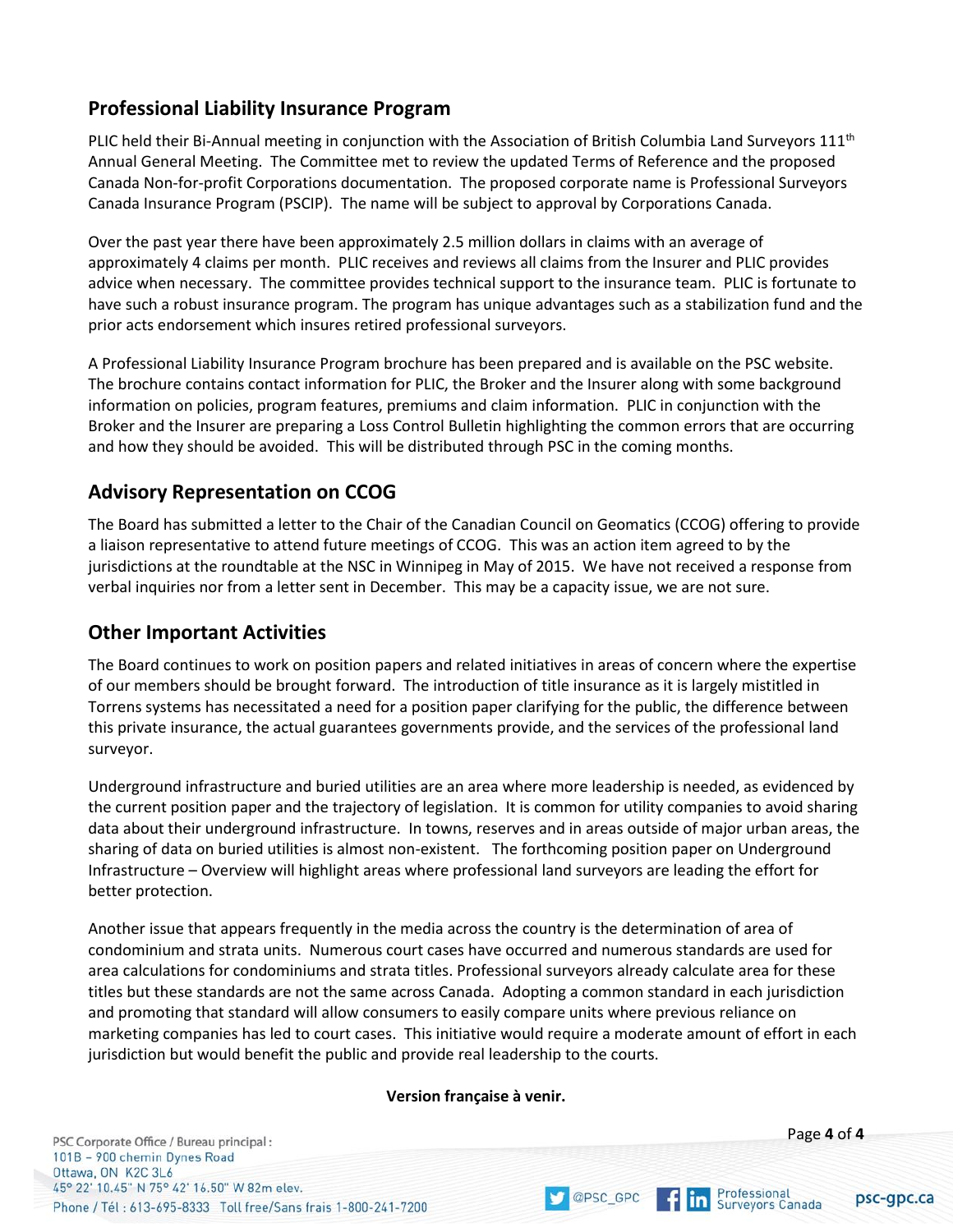## Professional Liability Insurance Program

PLIC held their Bi-Annual meeting in conjunction with the Association of British Columbia Land Surveyors 111th Annual General Meeting. The Committee met to review the updated Terms of Reference and the proposed Canada Non-for-profit Corporations documentation. The proposed corporate name is Professional Surveyors Canada Insurance Program (PSCIP). The name will be subject to approval by Corporations Canada.

Over the past year there have been approximately 2.5 million dollars in claims with an average of approximately 4 claims per month. PLIC receives and reviews all claims from the Insurer and PLIC provides advice when necessary. The committee provides technical support to the insurance team. PLIC is fortunate to have such a robust insurance program. The program has unique advantages such as a stabilization fund and the prior acts endorsement which insures retired professional surveyors.

A Professional Liability Insurance Program brochure has been prepared and is available on the PSC website. The brochure contains contact information for PLIC, the Broker and the Insurer along with some background information on policies, program features, premiums and claim information. PLIC in conjunction with the Broker and the Insurer are preparing a Loss Control Bulletin highlighting the common errors that are occurring and how they should be avoided. This will be distributed through PSC in the coming months.

## Advisory Representation on CCOG

The Board has submitted a letter to the Chair of the Canadian Council on Geomatics (CCOG) offering to provide a liaison representative to attend future meetings of CCOG. This was an action item agreed to by the jurisdictions at the roundtable at the NSC in Winnipeg in May of 2015. We have not received a response from verbal inquiries nor from a letter sent in December. This may be a capacity issue, we are not sure.

## Other Important Activities

The Board continues to work on position papers and related initiatives in areas of concern where the expertise of our members should be brought forward. The introduction of title insurance as it is largely mistitled in Torrens systems has necessitated a need for a position paper clarifying for the public, the difference between this private insurance, the actual guarantees governments provide, and the services of the professional land surveyor.

Underground infrastructure and buried utilities are an area where more leadership is needed, as evidenced by the current position paper and the trajectory of legislation. It is common for utility companies to avoid sharing data about their underground infrastructure. In towns, reserves and in areas outside of major urban areas, the sharing of data on buried utilities is almost non-existent. The forthcoming position paper on Underground Infrastructure – Overview will highlight areas where professional land surveyors are leading the effort for better protection.

Another issue that appears frequently in the media across the country is the determination of area of condominium and strata units. Numerous court cases have occurred and numerous standards are used for area calculations for condominiums and strata titles. Professional surveyors already calculate area for these titles but these standards are not the same across Canada. Adopting a common standard in each jurisdiction and promoting that standard will allow consumers to easily compare units where previous reliance on marketing companies has led to court cases. This initiative would require a moderate amount of effort in each jurisdiction but would benefit the public and provide real leadership to the courts.

**Version française à venir.**